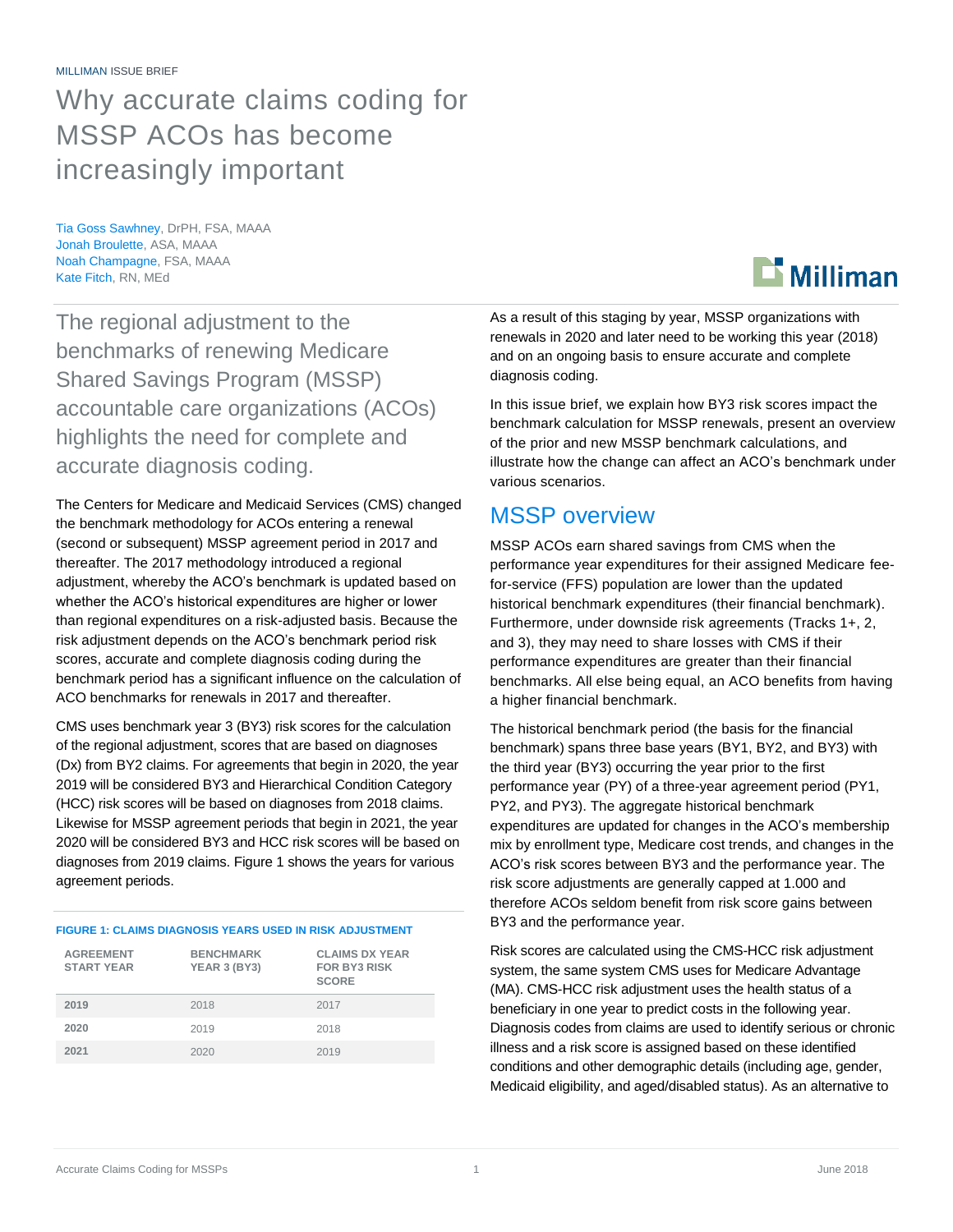MILLIMAN ISSUE BRIEF

# Why accurate claims coding for MSSP ACOs has become increasingly important

Tia Goss Sawhney, DrPH, FSA, MAAA
Jonah Broulette, ASA, MAAA
Noah Champagne, FSA, MAAA
Kate Fitch, RN, MEd

## The regional adjustment to the benchmarks of renewing Medicare Shared Savings Program (MSSP) accountable care organizations (ACOs) highlights the need for complete and accurate diagnosis coding.

The Centers for Medicare and Medicaid Services (CMS) changed the benchmark methodology for ACOs entering a renewal (second or subsequent) MSSP agreement period in 2017 and thereafter. The 2017 methodology introduced a regional adjustment, whereby the ACO's benchmark is updated based on whether the ACO's historical expenditures are higher or lower than regional expenditures on a risk-adjusted basis. Because the risk adjustment depends on the ACO's benchmark period risk scores, accurate and complete diagnosis coding during the benchmark period has a significant influence on the calculation of ACO benchmarks for renewals in 2017 and thereafter.

CMS uses benchmark year 3 (BY3) risk scores for the calculation of the regional adjustment, scores that are based on diagnoses (Dx) from BY2 claims. For agreements that begin in 2020, the year 2019 will be considered BY3 and Hierarchical Condition Category (HCC) risk scores will be based on diagnoses from 2018 claims. Likewise for MSSP agreement periods that begin in 2021, the year 2020 will be considered BY3 and HCC risk scores will be based on diagnoses from 2019 claims. Figure 1 shows the years for various agreement periods.

FIGURE 1: CLAIMS DIAGNOSIS YEARS USED IN RISK ADJUSTMENT

| AGREEMENT START YEAR | BENCHMARK YEAR 3 (BY3) | CLAIMS DX YEAR FOR BY3 RISK SCORE |
|---|---|---|
| 2019 | 2018 | 2017 |
| 2020 | 2019 | 2018 |
| 2021 | 2020 | 2019 |

As a result of this staging by year, MSSP organizations with renewals in 2020 and later need to be working this year (2018) and on an ongoing basis to ensure accurate and complete diagnosis coding.

In this issue brief, we explain how BY3 risk scores impact the benchmark calculation for MSSP renewals, present an overview of the prior and new MSSP benchmark calculations, and illustrate how the change can affect an ACO's benchmark under various scenarios.

## MSSP overview

MSSP ACOs earn shared savings from CMS when the performance year expenditures for their assigned Medicare fee-for-service (FFS) population are lower than the updated historical benchmark expenditures (their financial benchmark). Furthermore, under downside risk agreements (Tracks 1+, 2, and 3), they may need to share losses with CMS if their performance expenditures are greater than their financial benchmarks. All else being equal, an ACO benefits from having a higher financial benchmark.

The historical benchmark period (the basis for the financial benchmark) spans three base years (BY1, BY2, and BY3) with the third year (BY3) occurring the year prior to the first performance year (PY) of a three-year agreement period (PY1, PY2, and PY3). The aggregate historical benchmark expenditures are updated for changes in the ACO's membership mix by enrollment type, Medicare cost trends, and changes in the ACO's risk scores between BY3 and the performance year. The risk score adjustments are generally capped at 1.000 and therefore ACOs seldom benefit from risk score gains between BY3 and the performance year.

Risk scores are calculated using the CMS-HCC risk adjustment system, the same system CMS uses for Medicare Advantage (MA). CMS-HCC risk adjustment uses the health status of a beneficiary in one year to predict costs in the following year. Diagnosis codes from claims are used to identify serious or chronic illness and a risk score is assigned based on these identified conditions and other demographic details (including age, gender, Medicaid eligibility, and aged/disabled status). As an alternative to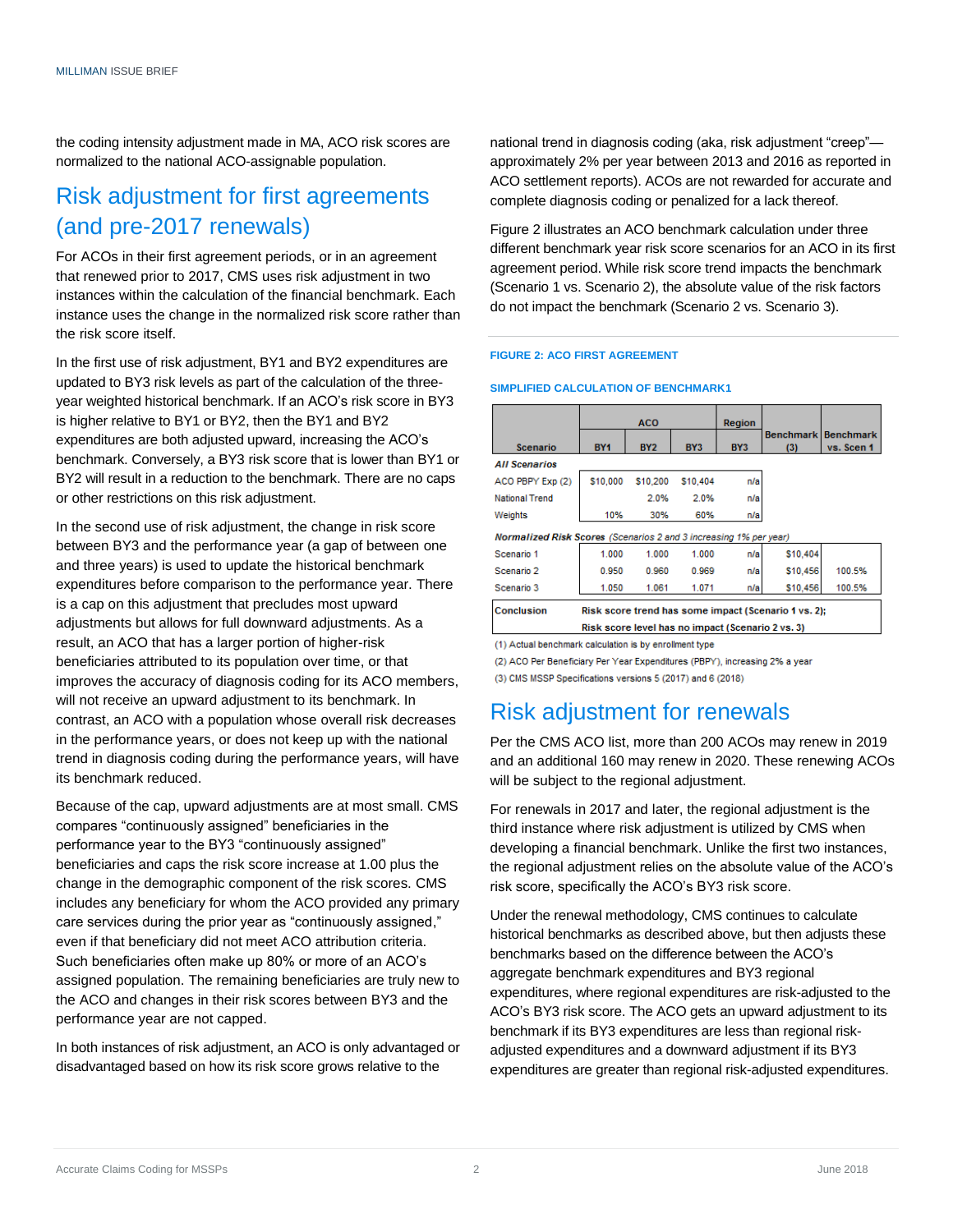the coding intensity adjustment made in MA, ACO risk scores are normalized to the national ACO-assignable population.

## Risk adjustment for first agreements (and pre-2017 renewals)

For ACOs in their first agreement periods, or in an agreement that renewed prior to 2017, CMS uses risk adjustment in two instances within the calculation of the financial benchmark. Each instance uses the change in the normalized risk score rather than the risk score itself.

In the first use of risk adjustment, BY1 and BY2 expenditures are updated to BY3 risk levels as part of the calculation of the three-year weighted historical benchmark. If an ACO's risk score in BY3 is higher relative to BY1 or BY2, then the BY1 and BY2 expenditures are both adjusted upward, increasing the ACO's benchmark. Conversely, a BY3 risk score that is lower than BY1 or BY2 will result in a reduction to the benchmark. There are no caps or other restrictions on this risk adjustment.

In the second use of risk adjustment, the change in risk score between BY3 and the performance year (a gap of between one and three years) is used to update the historical benchmark expenditures before comparison to the performance year. There is a cap on this adjustment that precludes most upward adjustments but allows for full downward adjustments. As a result, an ACO that has a larger portion of higher-risk beneficiaries attributed to its population over time, or that improves the accuracy of diagnosis coding for its ACO members, will not receive an upward adjustment to its benchmark. In contrast, an ACO with a population whose overall risk decreases in the performance years, or does not keep up with the national trend in diagnosis coding during the performance years, will have its benchmark reduced.

Because of the cap, upward adjustments are at most small. CMS compares "continuously assigned" beneficiaries in the performance year to the BY3 "continuously assigned" beneficiaries and caps the risk score increase at 1.00 plus the change in the demographic component of the risk scores. CMS includes any beneficiary for whom the ACO provided any primary care services during the prior year as "continuously assigned," even if that beneficiary did not meet ACO attribution criteria. Such beneficiaries often make up 80% or more of an ACO's assigned population. The remaining beneficiaries are truly new to the ACO and changes in their risk scores between BY3 and the performance year are not capped.

In both instances of risk adjustment, an ACO is only advantaged or disadvantaged based on how its risk score grows relative to the national trend in diagnosis coding (aka, risk adjustment "creep"—approximately 2% per year between 2013 and 2016 as reported in ACO settlement reports). ACOs are not rewarded for accurate and complete diagnosis coding or penalized for a lack thereof.

Figure 2 illustrates an ACO benchmark calculation under three different benchmark year risk score scenarios for an ACO in its first agreement period. While risk score trend impacts the benchmark (Scenario 1 vs. Scenario 2), the absolute value of the risk factors do not impact the benchmark (Scenario 2 vs. Scenario 3).

**FIGURE 2: ACO FIRST AGREEMENT**

**SIMPLIFIED CALCULATION OF BENCHMARK1**

| Scenario | ACO BY1 | ACO BY2 | ACO BY3 | Region BY3 | Benchmark (3) | Benchmark vs. Scen 1 |
|---|---|---|---|---|---|---|
| ***All Scenarios*** | | | | | | |
| ACO PBPY Exp (2) | $10,000 | $10,200 | $10,404 | n/a | | |
| National Trend | | 2.0% | 2.0% | n/a | | |
| Weights | 10% | 30% | 60% | n/a | | |
| ***Normalized Risk Scores*** *(Scenarios 2 and 3 increasing 1% per year)* | | | | | | |
| Scenario 1 | 1.000 | 1.000 | 1.000 | n/a | $10,404 | |
| Scenario 2 | 0.950 | 0.960 | 0.969 | n/a | $10,456 | 100.5% |
| Scenario 3 | 1.050 | 1.061 | 1.071 | n/a | $10,456 | 100.5% |
| **Conclusion** | **Risk score trend has some impact (Scenario 1 vs. 2); Risk score level has no impact (Scenario 2 vs. 3)** | | | | | |

(1) Actual benchmark calculation is by enrollment type

(2) ACO Per Beneficiary Per Year Expenditures (PBPY), increasing 2% a year

(3) CMS MSSP Specifications versions 5 (2017) and 6 (2018)

## Risk adjustment for renewals

Per the CMS ACO list, more than 200 ACOs may renew in 2019 and an additional 160 may renew in 2020. These renewing ACOs will be subject to the regional adjustment.

For renewals in 2017 and later, the regional adjustment is the third instance where risk adjustment is utilized by CMS when developing a financial benchmark. Unlike the first two instances, the regional adjustment relies on the absolute value of the ACO's risk score, specifically the ACO's BY3 risk score.

Under the renewal methodology, CMS continues to calculate historical benchmarks as described above, but then adjusts these benchmarks based on the difference between the ACO's aggregate benchmark expenditures and BY3 regional expenditures, where regional expenditures are risk-adjusted to the ACO's BY3 risk score. The ACO gets an upward adjustment to its benchmark if its BY3 expenditures are less than regional risk-adjusted expenditures and a downward adjustment if its BY3 expenditures are greater than regional risk-adjusted expenditures.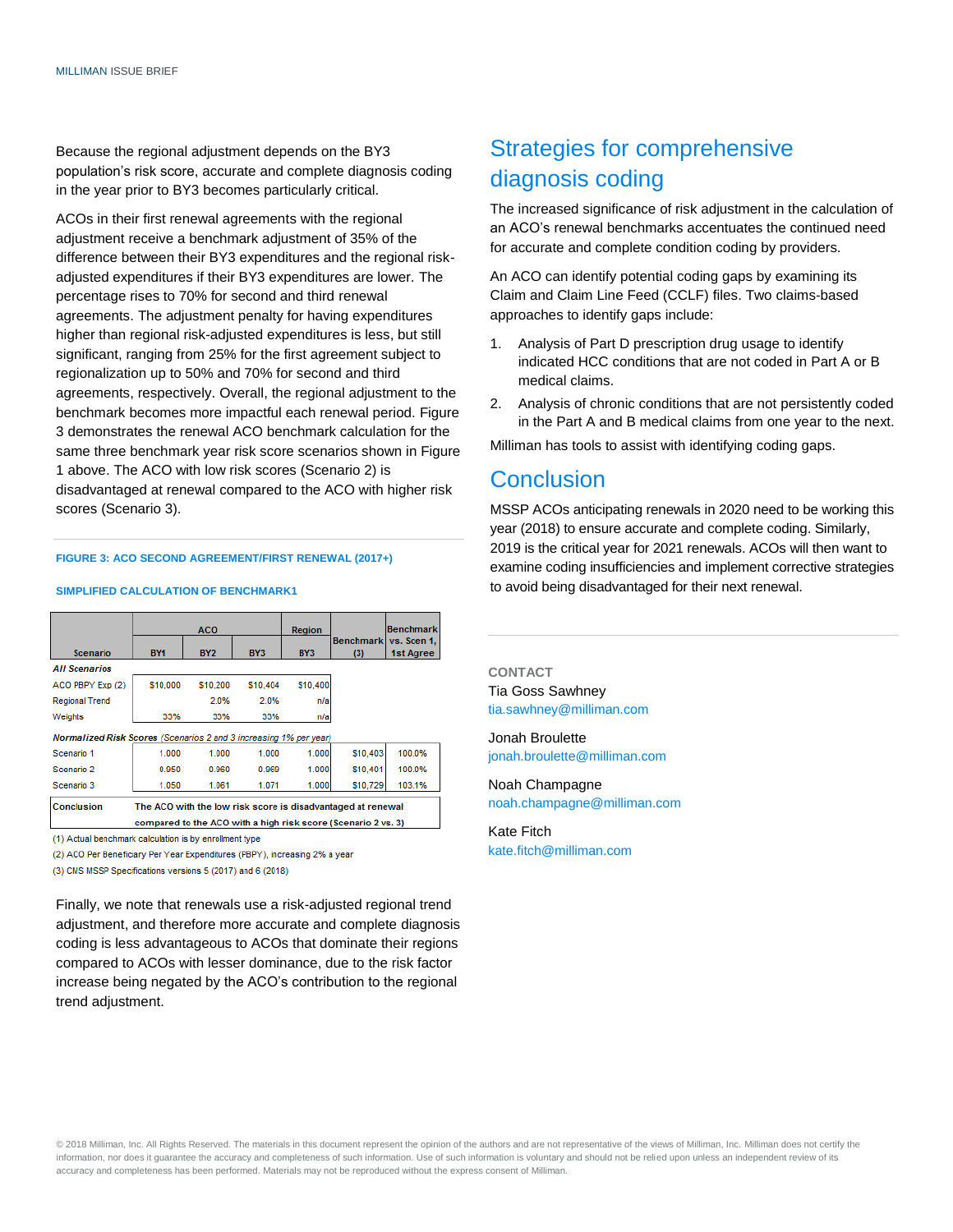Because the regional adjustment depends on the BY3 population's risk score, accurate and complete diagnosis coding in the year prior to BY3 becomes particularly critical.

ACOs in their first renewal agreements with the regional adjustment receive a benchmark adjustment of 35% of the difference between their BY3 expenditures and the regional risk-adjusted expenditures if their BY3 expenditures are lower. The percentage rises to 70% for second and third renewal agreements. The adjustment penalty for having expenditures higher than regional risk-adjusted expenditures is less, but still significant, ranging from 25% for the first agreement subject to regionalization up to 50% and 70% for second and third agreements, respectively. Overall, the regional adjustment to the benchmark becomes more impactful each renewal period. Figure 3 demonstrates the renewal ACO benchmark calculation for the same three benchmark year risk score scenarios shown in Figure 1 above. The ACO with low risk scores (Scenario 2) is disadvantaged at renewal compared to the ACO with higher risk scores (Scenario 3).

**FIGURE 3: ACO SECOND AGREEMENT/FIRST RENEWAL (2017+)**

**SIMPLIFIED CALCULATION OF BENCHMARK1**

| Scenario | ACO | | | Region | Benchmark (3) | Benchmark vs. Scen 1, 1st Agree |
|---|---|---|---|---|---|---|
| | BY1 | BY2 | BY3 | BY3 | | |
| ***All Scenarios*** | | | | | | |
| ACO PBPY Exp (2) | $10,000 | $10,200 | $10,404 | $10,400 | | |
| Regional Trend | | 2.0% | 2.0% | n/a | | |
| Weights | 33% | 33% | 33% | n/a | | |
| ***Normalized Risk Scores*** *(Scenarios 2 and 3 increasing 1% per year)* | | | | | | |
| Scenario 1 | 1.000 | 1.000 | 1.000 | 1.000 | $10,403 | 100.0% |
| Scenario 2 | 0.950 | 0.960 | 0.969 | 1.000 | $10,401 | 100.0% |
| Scenario 3 | 1.050 | 1.061 | 1.071 | 1.000 | $10,729 | 103.1% |
| **Conclusion** | **The ACO with the low risk score is disadvantaged at renewal compared to the ACO with a high risk score (Scenario 2 vs. 3)** | | | | | |

(1) Actual benchmark calculation is by enrollment type

(2) ACO Per Beneficiary Per Year Expenditures (PBPY), increasing 2% a year

(3) CMS MSSP Specifications versions 5 (2017) and 6 (2018)

Finally, we note that renewals use a risk-adjusted regional trend adjustment, and therefore more accurate and complete diagnosis coding is less advantageous to ACOs that dominate their regions compared to ACOs with lesser dominance, due to the risk factor increase being negated by the ACO's contribution to the regional trend adjustment.

## Strategies for comprehensive diagnosis coding

The increased significance of risk adjustment in the calculation of an ACO's renewal benchmarks accentuates the continued need for accurate and complete condition coding by providers.

An ACO can identify potential coding gaps by examining its Claim and Claim Line Feed (CCLF) files. Two claims-based approaches to identify gaps include:

1. Analysis of Part D prescription drug usage to identify indicated HCC conditions that are not coded in Part A or B medical claims.
2. Analysis of chronic conditions that are not persistently coded in the Part A and B medical claims from one year to the next.

Milliman has tools to assist with identifying coding gaps.

## Conclusion

MSSP ACOs anticipating renewals in 2020 need to be working this year (2018) to ensure accurate and complete coding. Similarly, 2019 is the critical year for 2021 renewals. ACOs will then want to examine coding insufficiencies and implement corrective strategies to avoid being disadvantaged for their next renewal.

**CONTACT**

Tia Goss Sawhney
tia.sawhney@milliman.com

Jonah Broulette
jonah.broulette@milliman.com

Noah Champagne
noah.champagne@milliman.com

Kate Fitch
kate.fitch@milliman.com

© 2018 Milliman, Inc. All Rights Reserved. The materials in this document represent the opinion of the authors and are not representative of the views of Milliman, Inc. Milliman does not certify the information, nor does it guarantee the accuracy and completeness of such information. Use of such information is voluntary and should not be relied upon unless an independent review of its accuracy and completeness has been performed. Materials may not be reproduced without the express consent of Milliman.